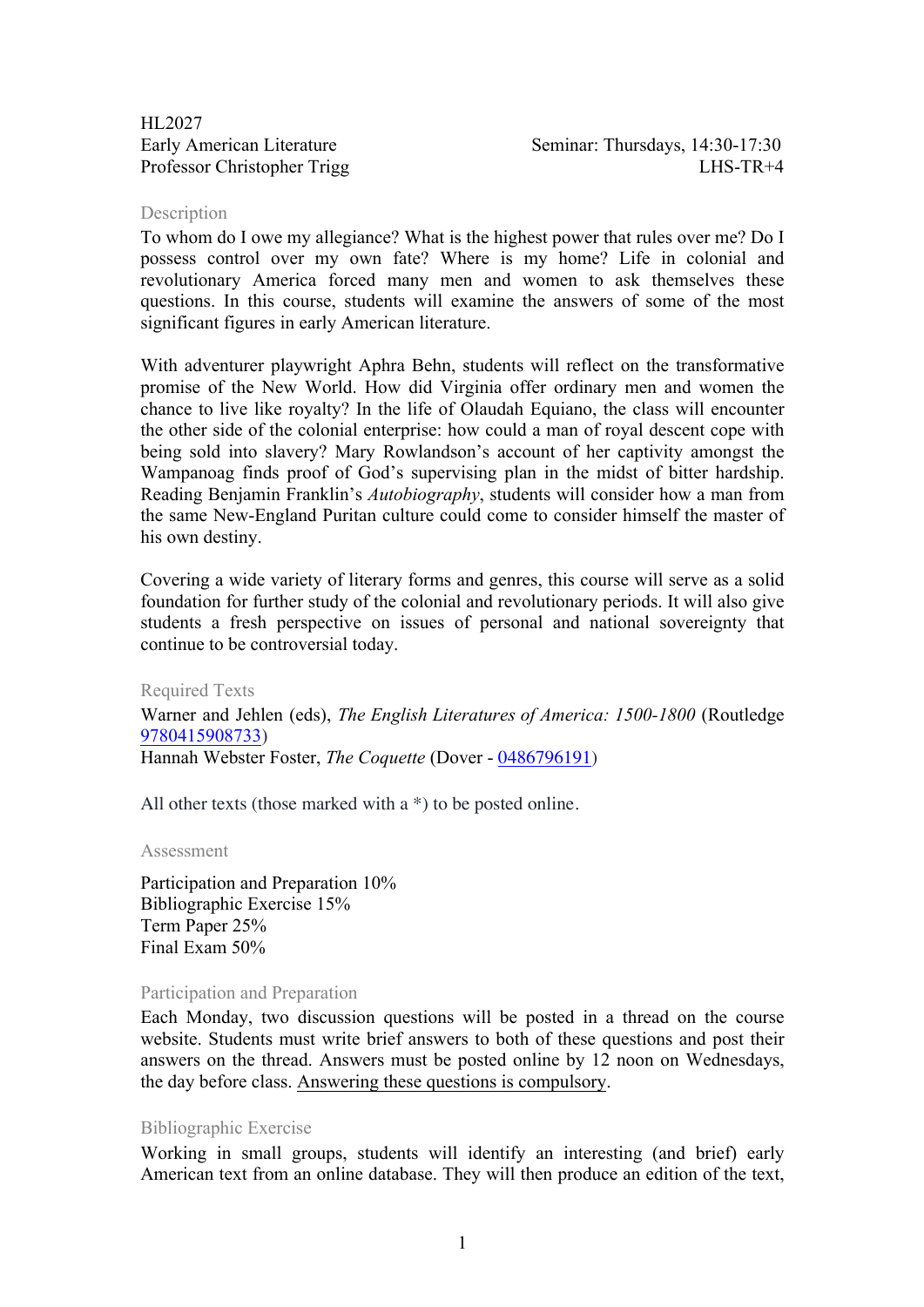HL2027
Early American Literature
Professor Christopher Trigg

Seminar: Thursdays, 14:30-17:30
LHS-TR+4

## Description

To whom do I owe my allegiance? What is the highest power that rules over me? Do I possess control over my own fate? Where is my home? Life in colonial and revolutionary America forced many men and women to ask themselves these questions. In this course, students will examine the answers of some of the most significant figures in early American literature.

With adventurer playwright Aphra Behn, students will reflect on the transformative promise of the New World. How did Virginia offer ordinary men and women the chance to live like royalty? In the life of Olaudah Equiano, the class will encounter the other side of the colonial enterprise: how could a man of royal descent cope with being sold into slavery? Mary Rowlandson's account of her captivity amongst the Wampanoag finds proof of God's supervising plan in the midst of bitter hardship. Reading Benjamin Franklin's *Autobiography*, students will consider how a man from the same New-England Puritan culture could come to consider himself the master of his own destiny.

Covering a wide variety of literary forms and genres, this course will serve as a solid foundation for further study of the colonial and revolutionary periods. It will also give students a fresh perspective on issues of personal and national sovereignty that continue to be controversial today.

## Required Texts

Warner and Jehlen (eds), *The English Literatures of America: 1500-1800* (Routledge 9780415908733)
Hannah Webster Foster, *The Coquette* (Dover - 0486796191)

All other texts (those marked with a *) to be posted online.

## Assessment

Participation and Preparation 10%
Bibliographic Exercise 15%
Term Paper 25%
Final Exam 50%

## Participation and Preparation

Each Monday, two discussion questions will be posted in a thread on the course website. Students must write brief answers to both of these questions and post their answers on the thread. Answers must be posted online by 12 noon on Wednesdays, the day before class. Answering these questions is compulsory.

## Bibliographic Exercise

Working in small groups, students will identify an interesting (and brief) early American text from an online database. They will then produce an edition of the text,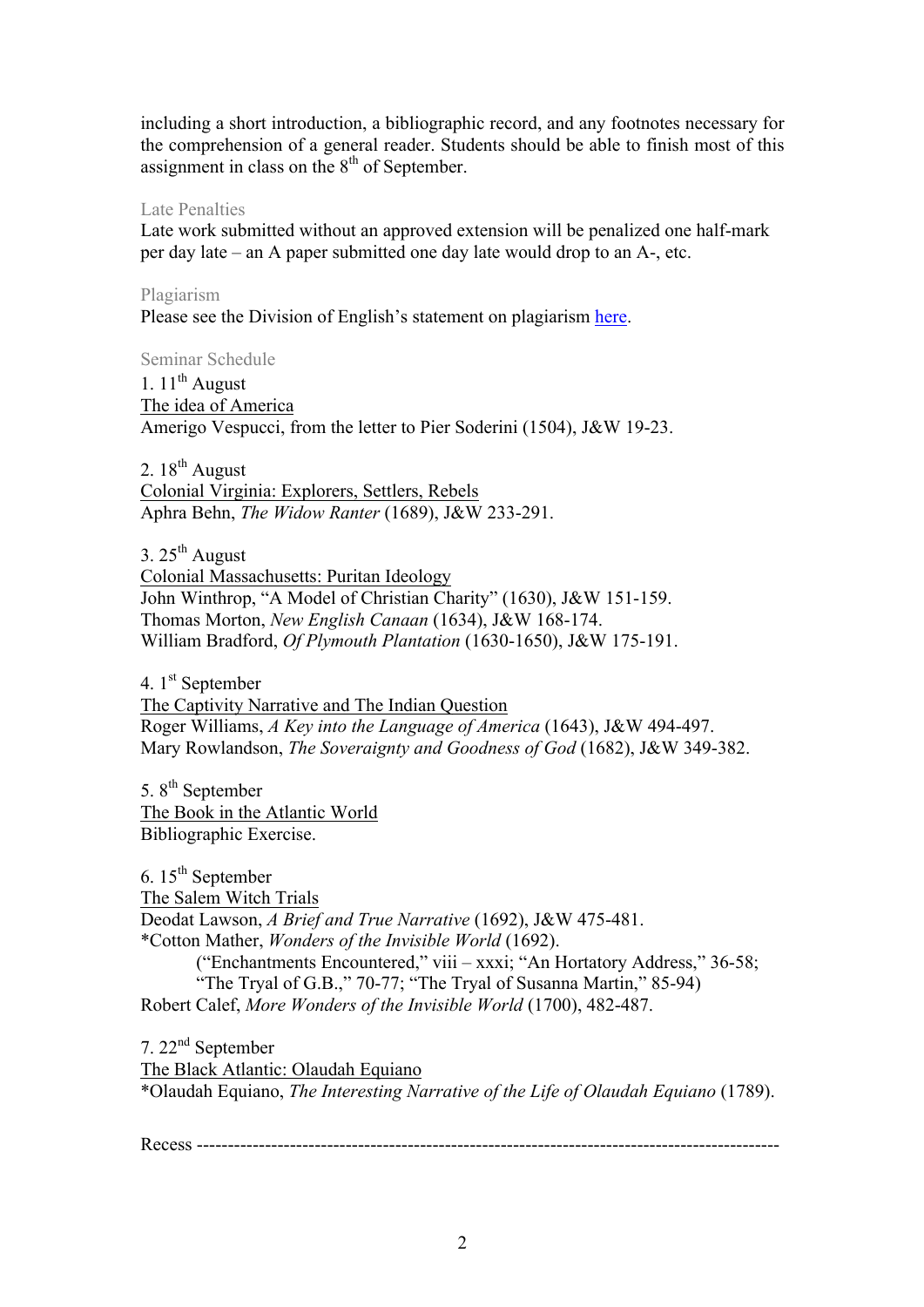including a short introduction, a bibliographic record, and any footnotes necessary for the comprehension of a general reader. Students should be able to finish most of this assignment in class on the 8th of September.

### Late Penalties

Late work submitted without an approved extension will be penalized one half-mark per day late – an A paper submitted one day late would drop to an A-, etc.

### Plagiarism

Please see the Division of English's statement on plagiarism here.

### Seminar Schedule

1. 11th August
The idea of America
Amerigo Vespucci, from the letter to Pier Soderini (1504), J&W 19-23.

2. 18th August
Colonial Virginia: Explorers, Settlers, Rebels
Aphra Behn, *The Widow Ranter* (1689), J&W 233-291.

3. 25th August
Colonial Massachusetts: Puritan Ideology
John Winthrop, "A Model of Christian Charity" (1630), J&W 151-159.
Thomas Morton, *New English Canaan* (1634), J&W 168-174.
William Bradford, *Of Plymouth Plantation* (1630-1650), J&W 175-191.

4. 1st September
The Captivity Narrative and The Indian Question
Roger Williams, *A Key into the Language of America* (1643), J&W 494-497.
Mary Rowlandson, *The Soveraignty and Goodness of God* (1682), J&W 349-382.

5. 8th September
The Book in the Atlantic World
Bibliographic Exercise.

6. 15th September
The Salem Witch Trials
Deodat Lawson, *A Brief and True Narrative* (1692), J&W 475-481.
*Cotton Mather, *Wonders of the Invisible World* (1692).
("Enchantments Encountered," viii – xxxi; "An Hortatory Address," 36-58; "The Tryal of G.B.," 70-77; "The Tryal of Susanna Martin," 85-94)
Robert Calef, *More Wonders of the Invisible World* (1700), 482-487.

7. 22nd September
The Black Atlantic: Olaudah Equiano
*Olaudah Equiano, *The Interesting Narrative of the Life of Olaudah Equiano* (1789).

Recess ------------------------------------------------------------------------------------------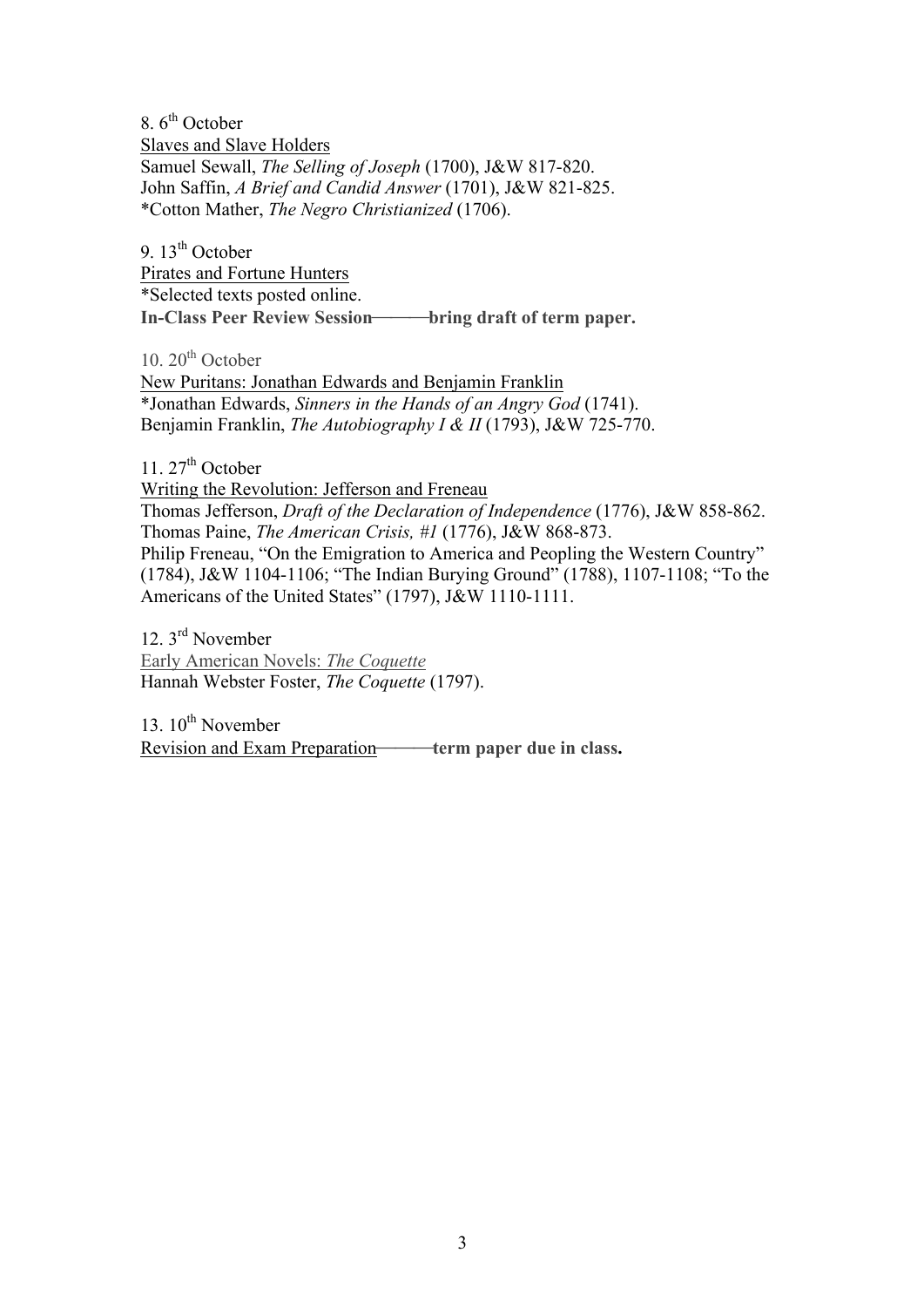8. 6th October
Slaves and Slave Holders
Samuel Sewall, *The Selling of Joseph* (1700), J&W 817-820.
John Saffin, *A Brief and Candid Answer* (1701), J&W 821-825.
*Cotton Mather, *The Negro Christianized* (1706).

9. 13th October
Pirates and Fortune Hunters
*Selected texts posted online.
**In-Class Peer Review Session———bring draft of term paper.**

10. 20th October
New Puritans: Jonathan Edwards and Benjamin Franklin
*Jonathan Edwards, *Sinners in the Hands of an Angry God* (1741).
Benjamin Franklin, *The Autobiography I & II* (1793), J&W 725-770.

11. 27th October
Writing the Revolution: Jefferson and Freneau
Thomas Jefferson, *Draft of the Declaration of Independence* (1776), J&W 858-862.
Thomas Paine, *The American Crisis, #1* (1776), J&W 868-873.
Philip Freneau, "On the Emigration to America and Peopling the Western Country" (1784), J&W 1104-1106; "The Indian Burying Ground" (1788), 1107-1108; "To the Americans of the United States" (1797), J&W 1110-1111.

12. 3rd November
Early American Novels: *The Coquette*
Hannah Webster Foster, *The Coquette* (1797).

13. 10th November
Revision and Exam Preparation———**term paper due in class.**